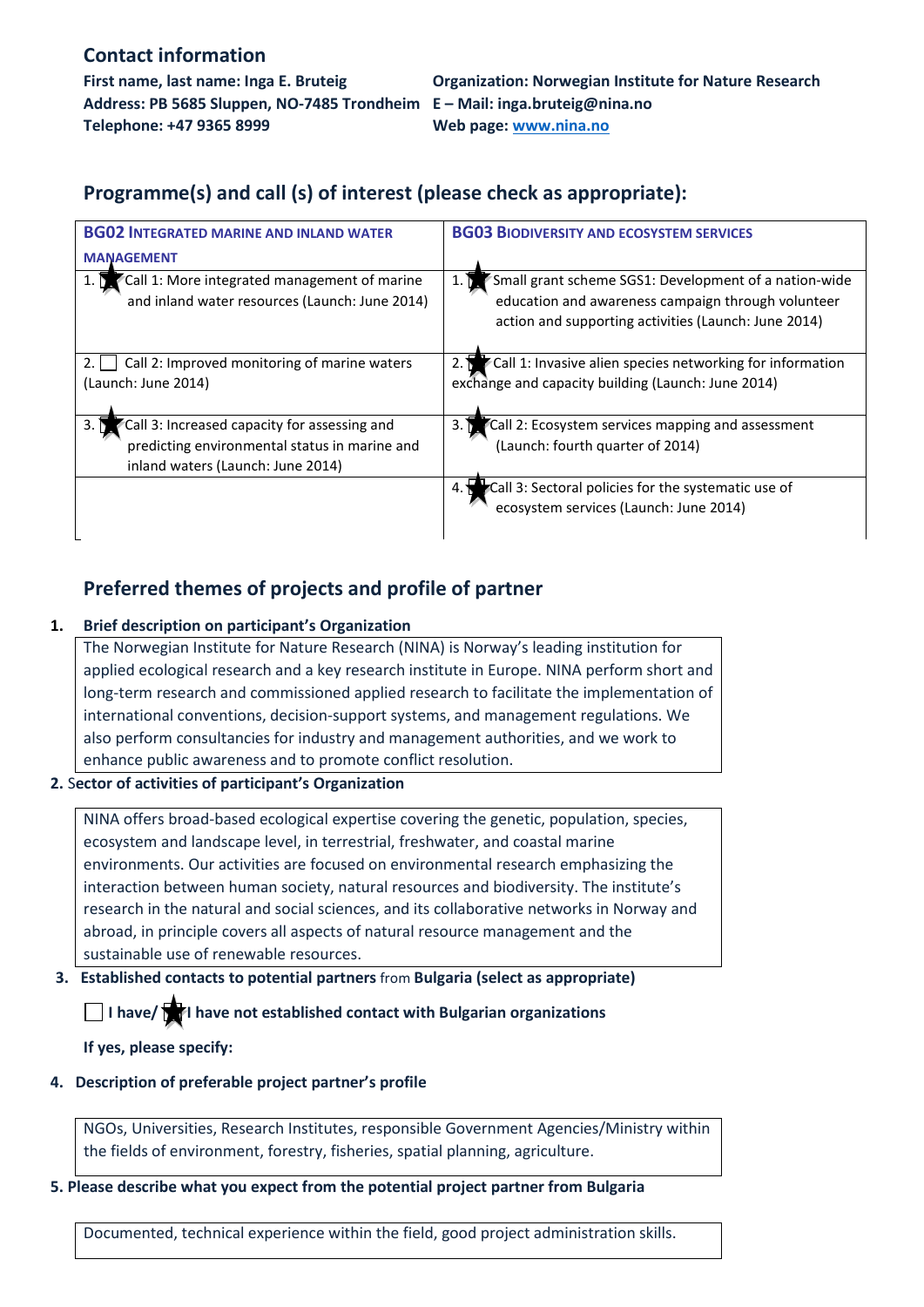## Contact information

**First name, last name: Inga E. Bruteig**
**Address: PB 5685 Sluppen, NO-7485 Trondheim**
**Telephone: +47 9365 8999**

**Organization: Norwegian Institute for Nature Research**
**E – Mail: inga.bruteig@nina.no**
**Web page: www.nina.no**

## Programme(s) and call (s) of interest (please check as appropriate):

| BG02 INTEGRATED MARINE AND INLAND WATER MANAGEMENT | BG03 BIODIVERSITY AND ECOSYSTEM SERVICES |
|---|---|
| 1. ★ Call 1: More integrated management of marine and inland water resources (Launch: June 2014) | 1. ★ Small grant scheme SGS1: Development of a nation-wide education and awareness campaign through volunteer action and supporting activities (Launch: June 2014) |
| 2. ☐ Call 2: Improved monitoring of marine waters (Launch: June 2014) | 2. ★ Call 1: Invasive alien species networking for information exchange and capacity building (Launch: June 2014) |
| 3. ★ Call 3: Increased capacity for assessing and predicting environmental status in marine and inland waters (Launch: June 2014) | 3. ★ Call 2: Ecosystem services mapping and assessment (Launch: fourth quarter of 2014) |
| | 4. ★ Call 3: Sectoral policies for the systematic use of ecosystem services (Launch: June 2014) |

## Preferred themes of projects and profile of partner

**1. Brief description on participant's Organization**

The Norwegian Institute for Nature Research (NINA) is Norway's leading institution for applied ecological research and a key research institute in Europe. NINA perform short and long-term research and commissioned applied research to facilitate the implementation of international conventions, decision-support systems, and management regulations. We also perform consultancies for industry and management authorities, and we work to enhance public awareness and to promote conflict resolution.

**2. Sector of activities of participant's Organization**

NINA offers broad-based ecological expertise covering the genetic, population, species, ecosystem and landscape level, in terrestrial, freshwater, and coastal marine environments. Our activities are focused on environmental research emphasizing the interaction between human society, natural resources and biodiversity. The institute's research in the natural and social sciences, and its collaborative networks in Norway and abroad, in principle covers all aspects of natural resource management and the sustainable use of renewable resources.

**3. Established contacts to potential partners** from **Bulgaria (select as appropriate)**

☐ **I have/** ★ **I have not established contact with Bulgarian organizations**

**If yes, please specify:**

**4. Description of preferable project partner's profile**

NGOs, Universities, Research Institutes, responsible Government Agencies/Ministry within the fields of environment, forestry, fisheries, spatial planning, agriculture.

**5. Please describe what you expect from the potential project partner from Bulgaria**

Documented, technical experience within the field, good project administration skills.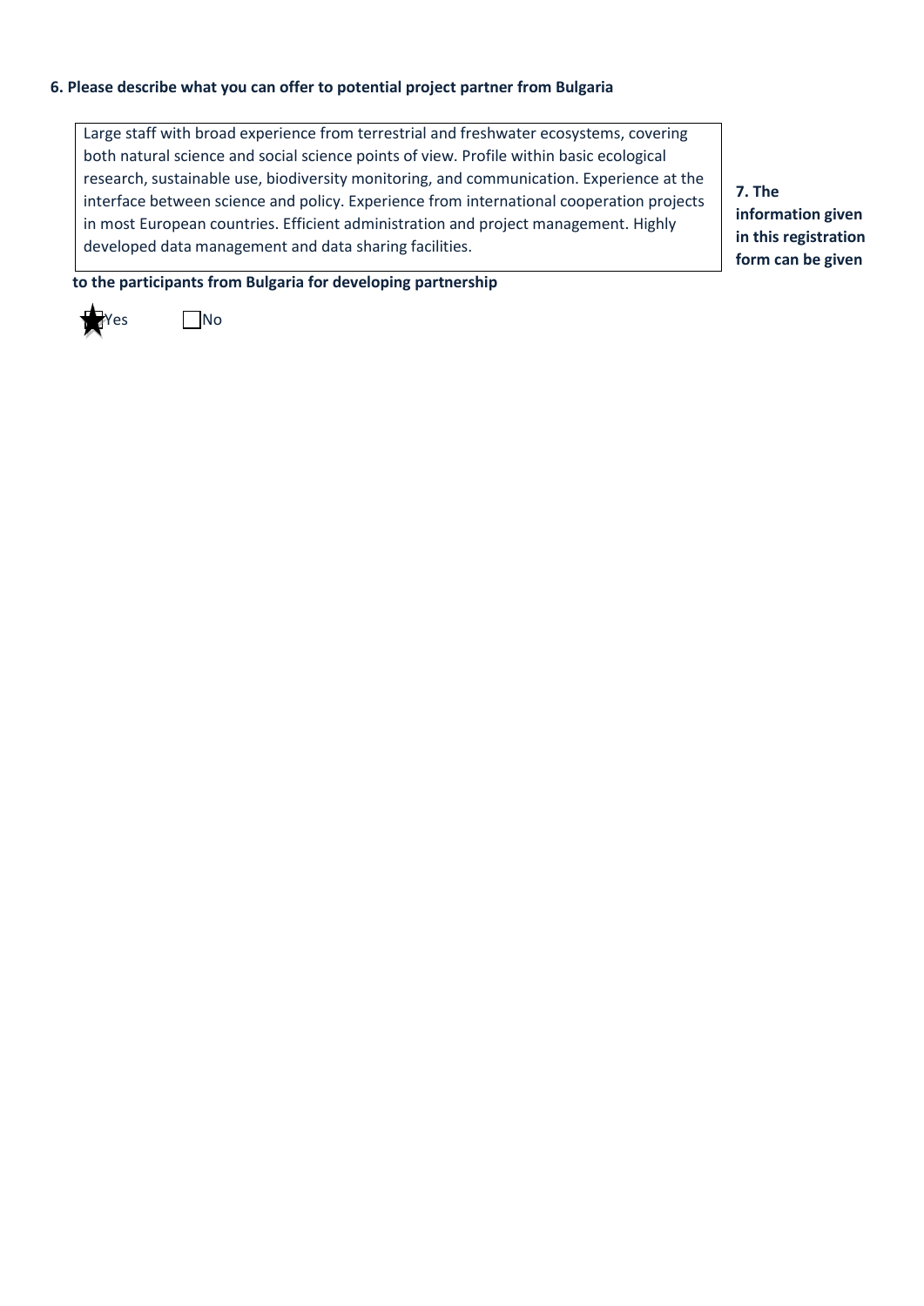**6. Please describe what you can offer to potential project partner from Bulgaria**

Large staff with broad experience from terrestrial and freshwater ecosystems, covering both natural science and social science points of view. Profile within basic ecological research, sustainable use, biodiversity monitoring, and communication. Experience at the interface between science and policy. Experience from international cooperation projects in most European countries. Efficient administration and project management. Highly developed data management and data sharing facilities.

**7. The information given in this registration form can be given to the participants from Bulgaria for developing partnership**

- [x] Yes
- [ ] No